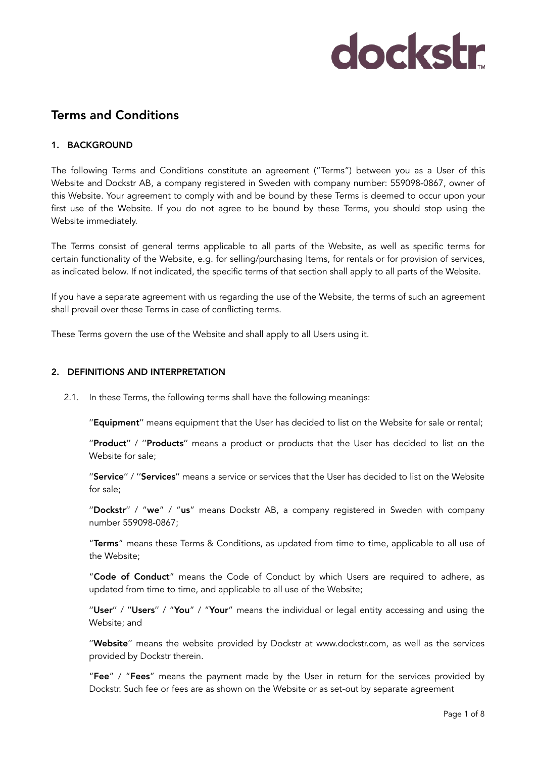dockstr™

# Terms and Conditions

## 1. BACKGROUND

The following Terms and Conditions constitute an agreement ("Terms") between you as a User of this Website and Dockstr AB, a company registered in Sweden with company number: 559098-0867, owner of this Website. Your agreement to comply with and be bound by these Terms is deemed to occur upon your first use of the Website. If you do not agree to be bound by these Terms, you should stop using the Website immediately.

The Terms consist of general terms applicable to all parts of the Website, as well as specific terms for certain functionality of the Website, e.g. for selling/purchasing Items, for rentals or for provision of services, as indicated below. If not indicated, the specific terms of that section shall apply to all parts of the Website.

If you have a separate agreement with us regarding the use of the Website, the terms of such an agreement shall prevail over these Terms in case of conflicting terms.

These Terms govern the use of the Website and shall apply to all Users using it.

## 2. DEFINITIONS AND INTERPRETATION

2.1. In these Terms, the following terms shall have the following meanings:

''**Equipment**'' means equipment that the User has decided to list on the Website for sale or rental;

''**Product**'' / ''**Products**'' means a product or products that the User has decided to list on the Website for sale;

''**Service**'' / ''**Services**'' means a service or services that the User has decided to list on the Website for sale;

''**Dockstr**'' / "**we**" / "**us**" means Dockstr AB, a company registered in Sweden with company number 559098-0867;

"**Terms**" means these Terms & Conditions, as updated from time to time, applicable to all use of the Website;

"**Code of Conduct**" means the Code of Conduct by which Users are required to adhere, as updated from time to time, and applicable to all use of the Website;

''**User**'' / ''**Users**'' / "**You**" / "**Your**" means the individual or legal entity accessing and using the Website; and

''**Website**'' means the website provided by Dockstr at www.dockstr.com, as well as the services provided by Dockstr therein.

"**Fee**" / "**Fees**" means the payment made by the User in return for the services provided by Dockstr. Such fee or fees are as shown on the Website or as set-out by separate agreement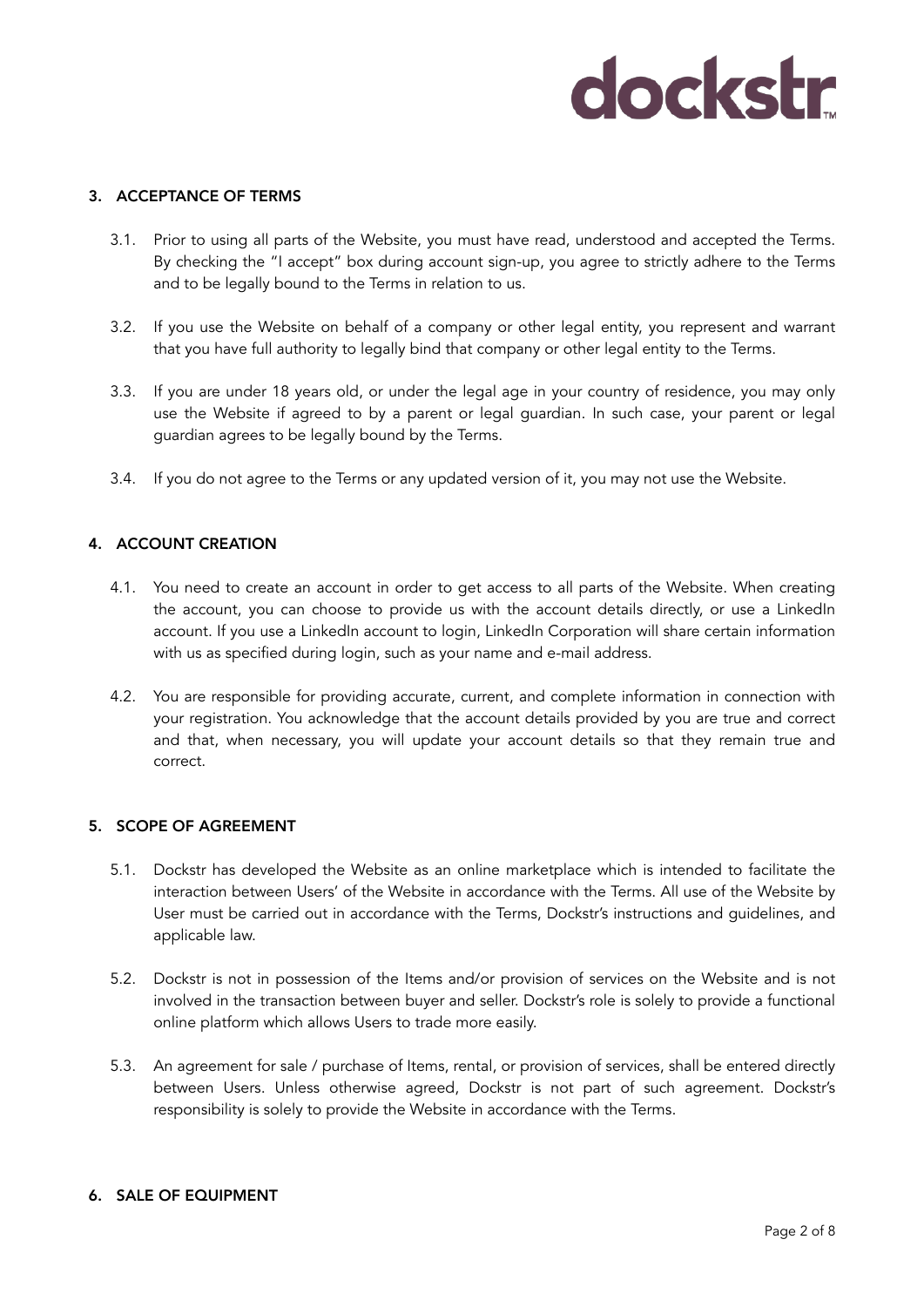## 3. ACCEPTANCE OF TERMS

3.1. Prior to using all parts of the Website, you must have read, understood and accepted the Terms. By checking the "I accept" box during account sign-up, you agree to strictly adhere to the Terms and to be legally bound to the Terms in relation to us.

3.2. If you use the Website on behalf of a company or other legal entity, you represent and warrant that you have full authority to legally bind that company or other legal entity to the Terms.

3.3. If you are under 18 years old, or under the legal age in your country of residence, you may only use the Website if agreed to by a parent or legal guardian. In such case, your parent or legal guardian agrees to be legally bound by the Terms.

3.4. If you do not agree to the Terms or any updated version of it, you may not use the Website.

## 4. ACCOUNT CREATION

4.1. You need to create an account in order to get access to all parts of the Website. When creating the account, you can choose to provide us with the account details directly, or use a LinkedIn account. If you use a LinkedIn account to login, LinkedIn Corporation will share certain information with us as specified during login, such as your name and e-mail address.

4.2. You are responsible for providing accurate, current, and complete information in connection with your registration. You acknowledge that the account details provided by you are true and correct and that, when necessary, you will update your account details so that they remain true and correct.

## 5. SCOPE OF AGREEMENT

5.1. Dockstr has developed the Website as an online marketplace which is intended to facilitate the interaction between Users' of the Website in accordance with the Terms. All use of the Website by User must be carried out in accordance with the Terms, Dockstr's instructions and guidelines, and applicable law.

5.2. Dockstr is not in possession of the Items and/or provision of services on the Website and is not involved in the transaction between buyer and seller. Dockstr's role is solely to provide a functional online platform which allows Users to trade more easily.

5.3. An agreement for sale / purchase of Items, rental, or provision of services, shall be entered directly between Users. Unless otherwise agreed, Dockstr is not part of such agreement. Dockstr's responsibility is solely to provide the Website in accordance with the Terms.

## 6. SALE OF EQUIPMENT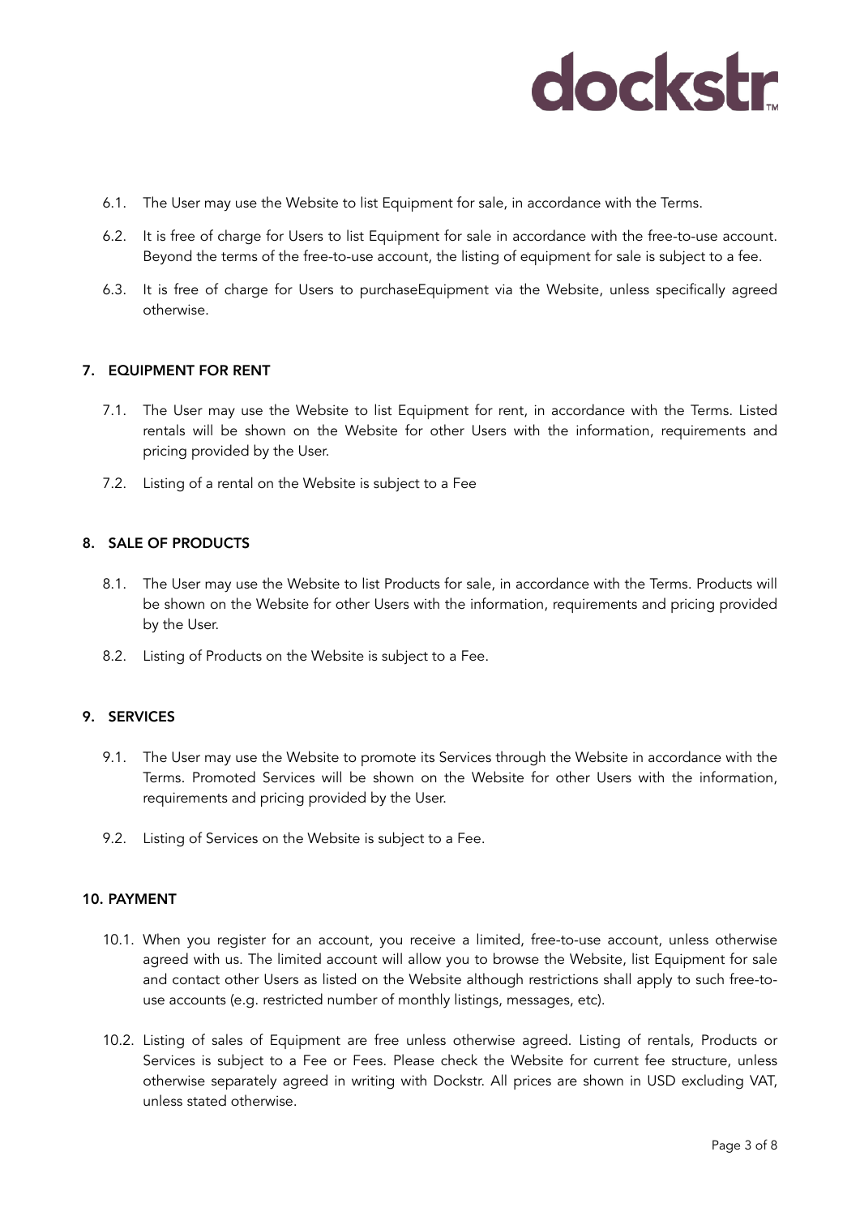6.1. The User may use the Website to list Equipment for sale, in accordance with the Terms.

6.2. It is free of charge for Users to list Equipment for sale in accordance with the free-to-use account. Beyond the terms of the free-to-use account, the listing of equipment for sale is subject to a fee.

6.3. It is free of charge for Users to purchaseEquipment via the Website, unless specifically agreed otherwise.

## 7. EQUIPMENT FOR RENT

7.1. The User may use the Website to list Equipment for rent, in accordance with the Terms. Listed rentals will be shown on the Website for other Users with the information, requirements and pricing provided by the User.

7.2. Listing of a rental on the Website is subject to a Fee

## 8. SALE OF PRODUCTS

8.1. The User may use the Website to list Products for sale, in accordance with the Terms. Products will be shown on the Website for other Users with the information, requirements and pricing provided by the User.

8.2. Listing of Products on the Website is subject to a Fee.

## 9. SERVICES

9.1. The User may use the Website to promote its Services through the Website in accordance with the Terms. Promoted Services will be shown on the Website for other Users with the information, requirements and pricing provided by the User.

9.2. Listing of Services on the Website is subject to a Fee.

## 10. PAYMENT

10.1. When you register for an account, you receive a limited, free-to-use account, unless otherwise agreed with us. The limited account will allow you to browse the Website, list Equipment for sale and contact other Users as listed on the Website although restrictions shall apply to such free-to-use accounts (e.g. restricted number of monthly listings, messages, etc).

10.2. Listing of sales of Equipment are free unless otherwise agreed. Listing of rentals, Products or Services is subject to a Fee or Fees. Please check the Website for current fee structure, unless otherwise separately agreed in writing with Dockstr. All prices are shown in USD excluding VAT, unless stated otherwise.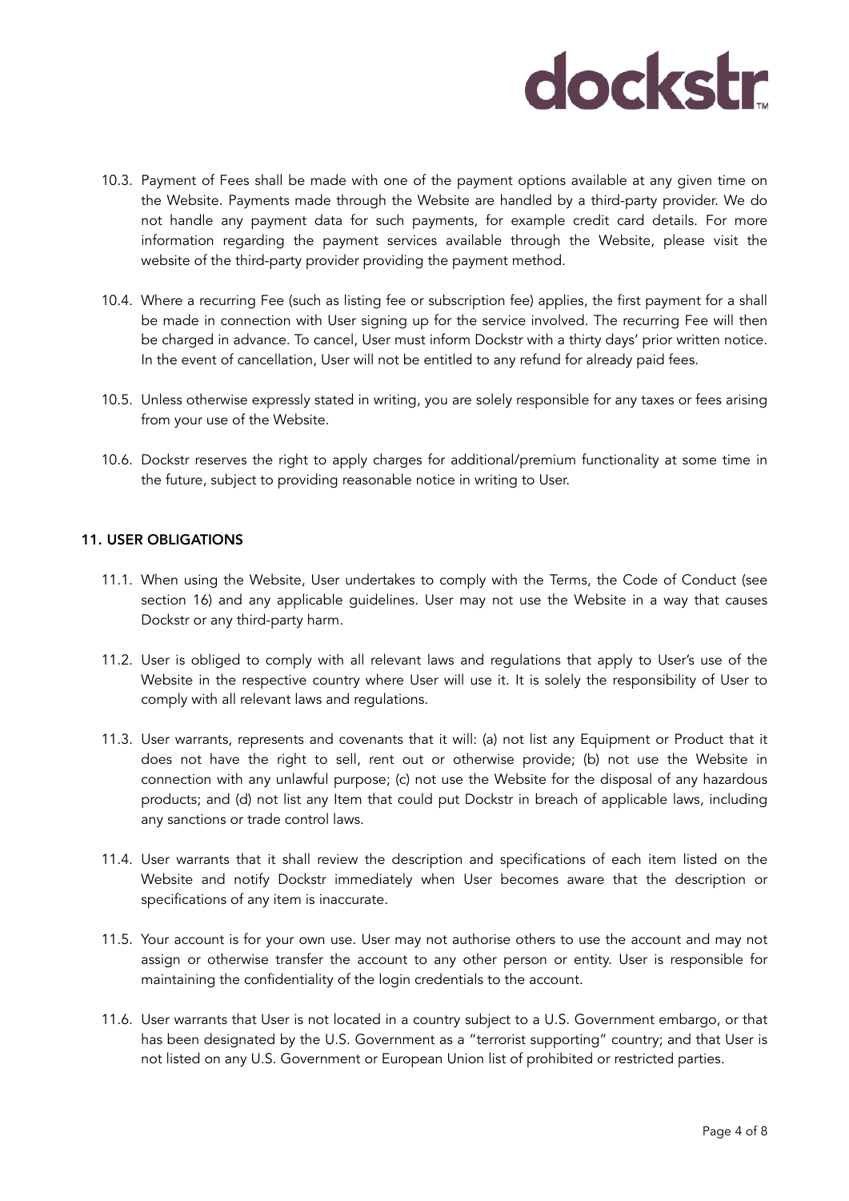10.3. Payment of Fees shall be made with one of the payment options available at any given time on the Website. Payments made through the Website are handled by a third-party provider. We do not handle any payment data for such payments, for example credit card details. For more information regarding the payment services available through the Website, please visit the website of the third-party provider providing the payment method.

10.4. Where a recurring Fee (such as listing fee or subscription fee) applies, the first payment for a shall be made in connection with User signing up for the service involved. The recurring Fee will then be charged in advance. To cancel, User must inform Dockstr with a thirty days' prior written notice. In the event of cancellation, User will not be entitled to any refund for already paid fees.

10.5. Unless otherwise expressly stated in writing, you are solely responsible for any taxes or fees arising from your use of the Website.

10.6. Dockstr reserves the right to apply charges for additional/premium functionality at some time in the future, subject to providing reasonable notice in writing to User.

## 11. USER OBLIGATIONS

11.1. When using the Website, User undertakes to comply with the Terms, the Code of Conduct (see section 16) and any applicable guidelines. User may not use the Website in a way that causes Dockstr or any third-party harm.

11.2. User is obliged to comply with all relevant laws and regulations that apply to User's use of the Website in the respective country where User will use it. It is solely the responsibility of User to comply with all relevant laws and regulations.

11.3. User warrants, represents and covenants that it will: (a) not list any Equipment or Product that it does not have the right to sell, rent out or otherwise provide; (b) not use the Website in connection with any unlawful purpose; (c) not use the Website for the disposal of any hazardous products; and (d) not list any Item that could put Dockstr in breach of applicable laws, including any sanctions or trade control laws.

11.4. User warrants that it shall review the description and specifications of each item listed on the Website and notify Dockstr immediately when User becomes aware that the description or specifications of any item is inaccurate.

11.5. Your account is for your own use. User may not authorise others to use the account and may not assign or otherwise transfer the account to any other person or entity. User is responsible for maintaining the confidentiality of the login credentials to the account.

11.6. User warrants that User is not located in a country subject to a U.S. Government embargo, or that has been designated by the U.S. Government as a "terrorist supporting" country; and that User is not listed on any U.S. Government or European Union list of prohibited or restricted parties.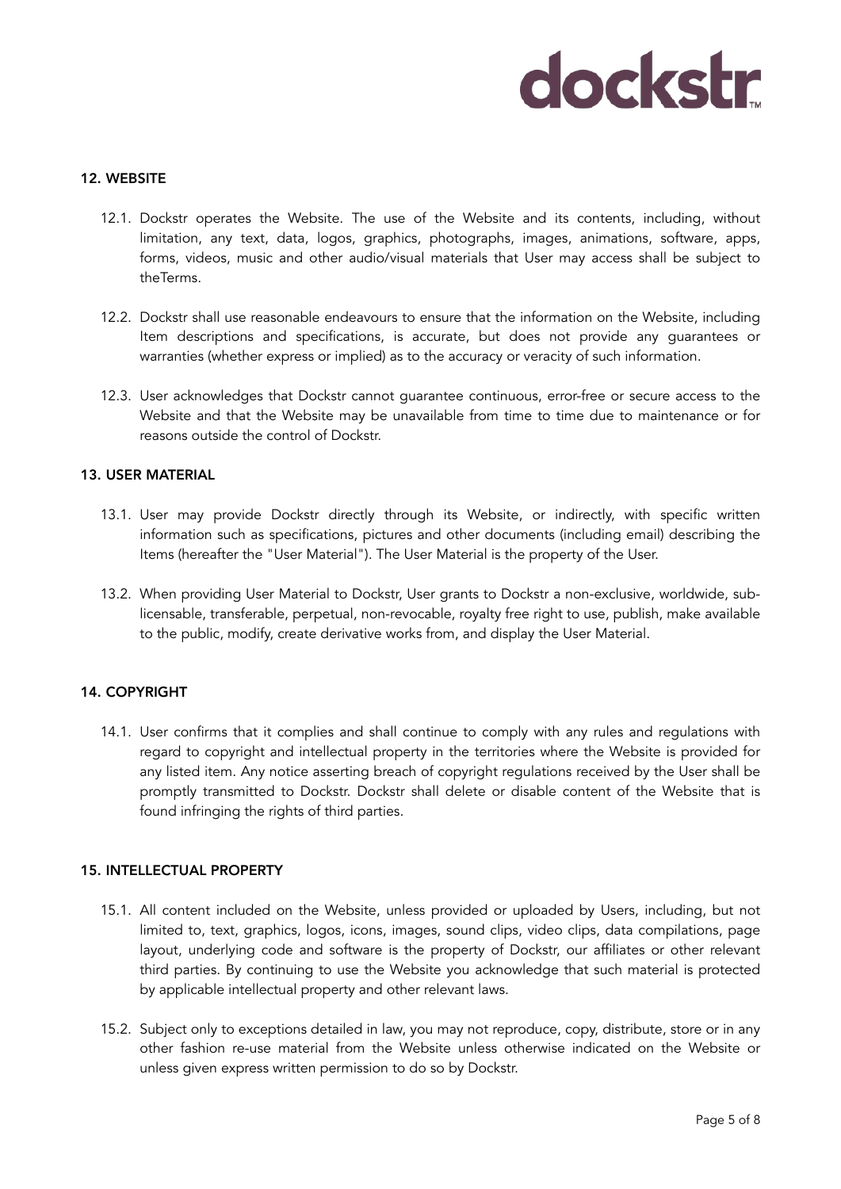## 12. WEBSITE

12.1. Dockstr operates the Website. The use of the Website and its contents, including, without limitation, any text, data, logos, graphics, photographs, images, animations, software, apps, forms, videos, music and other audio/visual materials that User may access shall be subject to theTerms.

12.2. Dockstr shall use reasonable endeavours to ensure that the information on the Website, including Item descriptions and specifications, is accurate, but does not provide any guarantees or warranties (whether express or implied) as to the accuracy or veracity of such information.

12.3. User acknowledges that Dockstr cannot guarantee continuous, error-free or secure access to the Website and that the Website may be unavailable from time to time due to maintenance or for reasons outside the control of Dockstr.

## 13. USER MATERIAL

13.1. User may provide Dockstr directly through its Website, or indirectly, with specific written information such as specifications, pictures and other documents (including email) describing the Items (hereafter the "User Material"). The User Material is the property of the User.

13.2. When providing User Material to Dockstr, User grants to Dockstr a non-exclusive, worldwide, sub-licensable, transferable, perpetual, non-revocable, royalty free right to use, publish, make available to the public, modify, create derivative works from, and display the User Material.

## 14. COPYRIGHT

14.1. User confirms that it complies and shall continue to comply with any rules and regulations with regard to copyright and intellectual property in the territories where the Website is provided for any listed item. Any notice asserting breach of copyright regulations received by the User shall be promptly transmitted to Dockstr. Dockstr shall delete or disable content of the Website that is found infringing the rights of third parties.

## 15. INTELLECTUAL PROPERTY

15.1. All content included on the Website, unless provided or uploaded by Users, including, but not limited to, text, graphics, logos, icons, images, sound clips, video clips, data compilations, page layout, underlying code and software is the property of Dockstr, our affiliates or other relevant third parties. By continuing to use the Website you acknowledge that such material is protected by applicable intellectual property and other relevant laws.

15.2. Subject only to exceptions detailed in law, you may not reproduce, copy, distribute, store or in any other fashion re-use material from the Website unless otherwise indicated on the Website or unless given express written permission to do so by Dockstr.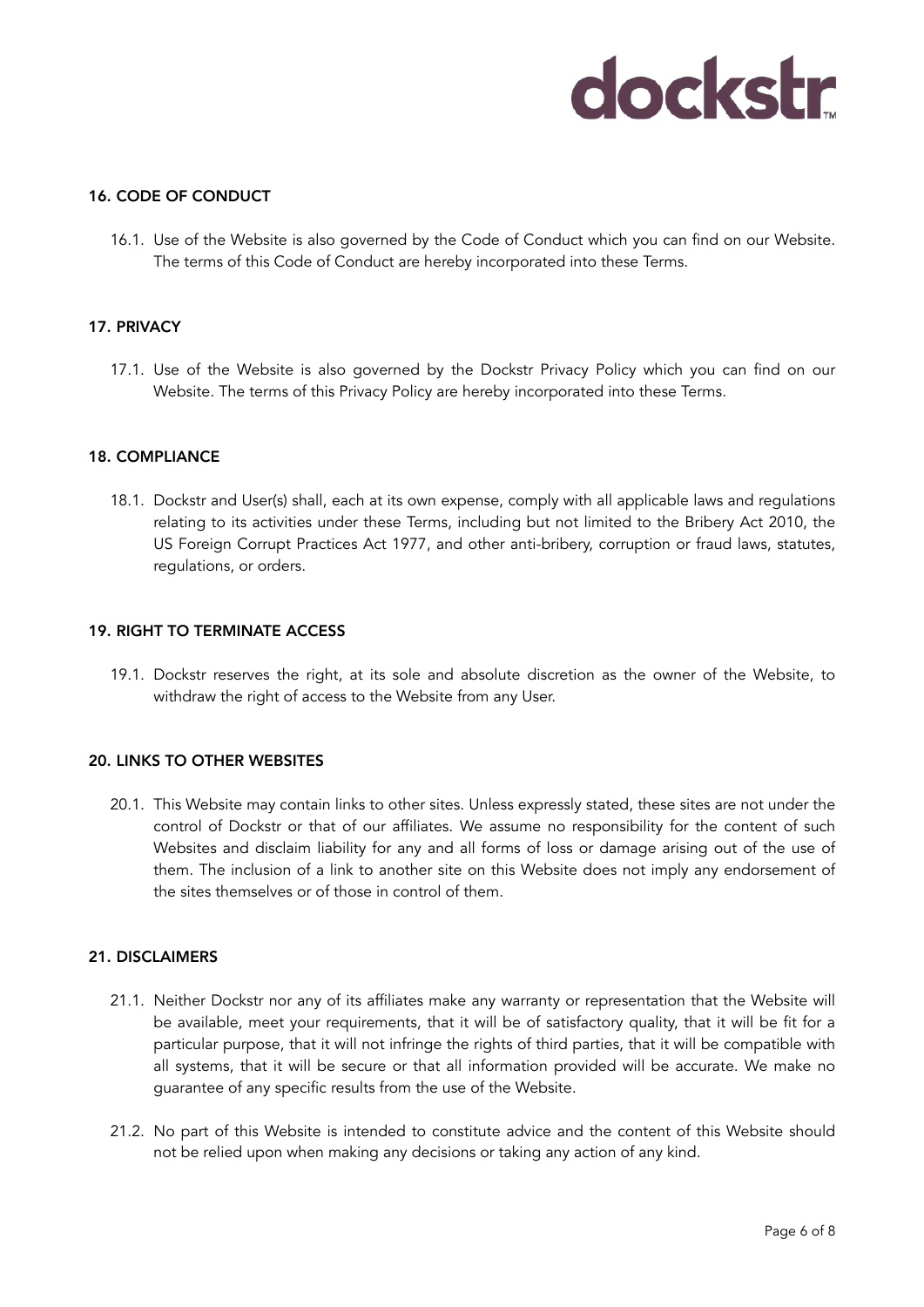## 16. CODE OF CONDUCT

16.1. Use of the Website is also governed by the Code of Conduct which you can find on our Website. The terms of this Code of Conduct are hereby incorporated into these Terms.

## 17. PRIVACY

17.1. Use of the Website is also governed by the Dockstr Privacy Policy which you can find on our Website. The terms of this Privacy Policy are hereby incorporated into these Terms.

## 18. COMPLIANCE

18.1. Dockstr and User(s) shall, each at its own expense, comply with all applicable laws and regulations relating to its activities under these Terms, including but not limited to the Bribery Act 2010, the US Foreign Corrupt Practices Act 1977, and other anti-bribery, corruption or fraud laws, statutes, regulations, or orders.

## 19. RIGHT TO TERMINATE ACCESS

19.1. Dockstr reserves the right, at its sole and absolute discretion as the owner of the Website, to withdraw the right of access to the Website from any User.

## 20. LINKS TO OTHER WEBSITES

20.1. This Website may contain links to other sites. Unless expressly stated, these sites are not under the control of Dockstr or that of our affiliates. We assume no responsibility for the content of such Websites and disclaim liability for any and all forms of loss or damage arising out of the use of them. The inclusion of a link to another site on this Website does not imply any endorsement of the sites themselves or of those in control of them.

## 21. DISCLAIMERS

21.1. Neither Dockstr nor any of its affiliates make any warranty or representation that the Website will be available, meet your requirements, that it will be of satisfactory quality, that it will be fit for a particular purpose, that it will not infringe the rights of third parties, that it will be compatible with all systems, that it will be secure or that all information provided will be accurate. We make no guarantee of any specific results from the use of the Website.

21.2. No part of this Website is intended to constitute advice and the content of this Website should not be relied upon when making any decisions or taking any action of any kind.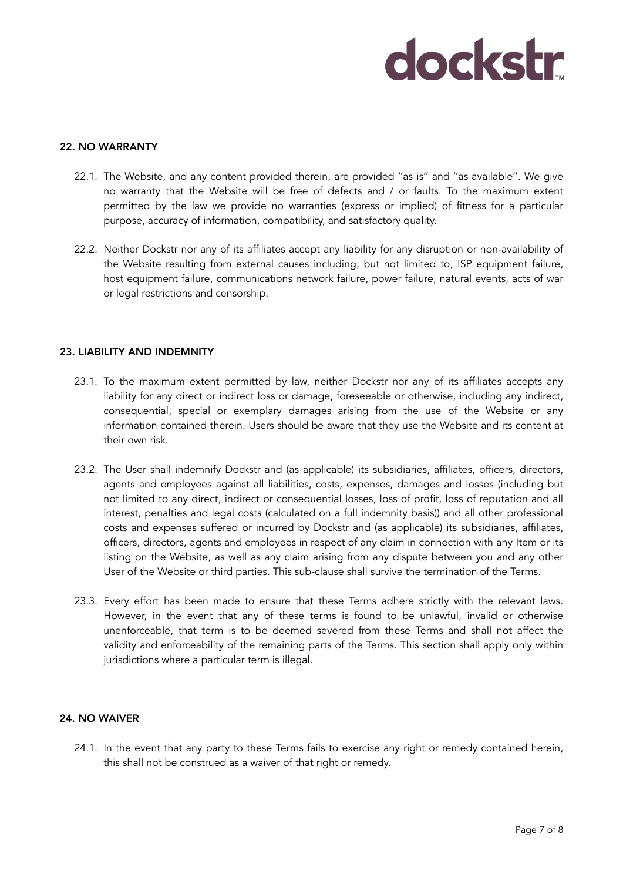## 22. NO WARRANTY

22.1. The Website, and any content provided therein, are provided "as is" and "as available". We give no warranty that the Website will be free of defects and / or faults. To the maximum extent permitted by the law we provide no warranties (express or implied) of fitness for a particular purpose, accuracy of information, compatibility, and satisfactory quality.

22.2. Neither Dockstr nor any of its affiliates accept any liability for any disruption or non-availability of the Website resulting from external causes including, but not limited to, ISP equipment failure, host equipment failure, communications network failure, power failure, natural events, acts of war or legal restrictions and censorship.

## 23. LIABILITY AND INDEMNITY

23.1. To the maximum extent permitted by law, neither Dockstr nor any of its affiliates accepts any liability for any direct or indirect loss or damage, foreseeable or otherwise, including any indirect, consequential, special or exemplary damages arising from the use of the Website or any information contained therein. Users should be aware that they use the Website and its content at their own risk.

23.2. The User shall indemnify Dockstr and (as applicable) its subsidiaries, affiliates, officers, directors, agents and employees against all liabilities, costs, expenses, damages and losses (including but not limited to any direct, indirect or consequential losses, loss of profit, loss of reputation and all interest, penalties and legal costs (calculated on a full indemnity basis)) and all other professional costs and expenses suffered or incurred by Dockstr and (as applicable) its subsidiaries, affiliates, officers, directors, agents and employees in respect of any claim in connection with any Item or its listing on the Website, as well as any claim arising from any dispute between you and any other User of the Website or third parties. This sub-clause shall survive the termination of the Terms.

23.3. Every effort has been made to ensure that these Terms adhere strictly with the relevant laws. However, in the event that any of these terms is found to be unlawful, invalid or otherwise unenforceable, that term is to be deemed severed from these Terms and shall not affect the validity and enforceability of the remaining parts of the Terms. This section shall apply only within jurisdictions where a particular term is illegal.

## 24. NO WAIVER

24.1. In the event that any party to these Terms fails to exercise any right or remedy contained herein, this shall not be construed as a waiver of that right or remedy.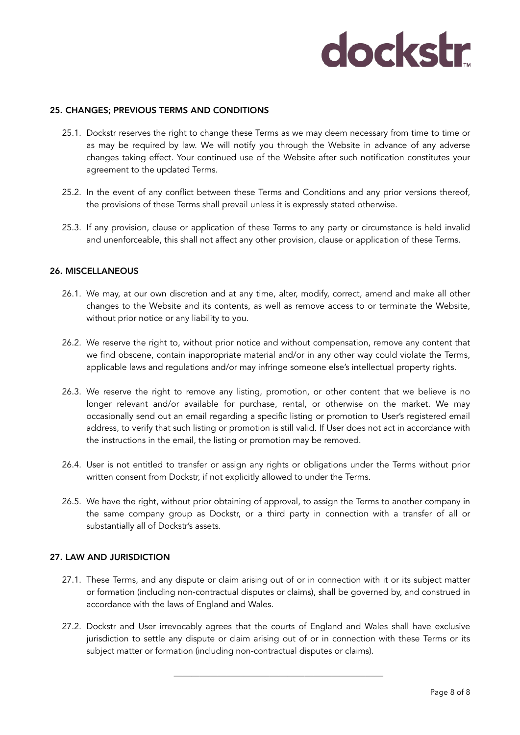## 25. CHANGES; PREVIOUS TERMS AND CONDITIONS

25.1. Dockstr reserves the right to change these Terms as we may deem necessary from time to time or as may be required by law. We will notify you through the Website in advance of any adverse changes taking effect. Your continued use of the Website after such notification constitutes your agreement to the updated Terms.

25.2. In the event of any conflict between these Terms and Conditions and any prior versions thereof, the provisions of these Terms shall prevail unless it is expressly stated otherwise.

25.3. If any provision, clause or application of these Terms to any party or circumstance is held invalid and unenforceable, this shall not affect any other provision, clause or application of these Terms.

## 26. MISCELLANEOUS

26.1. We may, at our own discretion and at any time, alter, modify, correct, amend and make all other changes to the Website and its contents, as well as remove access to or terminate the Website, without prior notice or any liability to you.

26.2. We reserve the right to, without prior notice and without compensation, remove any content that we find obscene, contain inappropriate material and/or in any other way could violate the Terms, applicable laws and regulations and/or may infringe someone else's intellectual property rights.

26.3. We reserve the right to remove any listing, promotion, or other content that we believe is no longer relevant and/or available for purchase, rental, or otherwise on the market. We may occasionally send out an email regarding a specific listing or promotion to User's registered email address, to verify that such listing or promotion is still valid. If User does not act in accordance with the instructions in the email, the listing or promotion may be removed.

26.4. User is not entitled to transfer or assign any rights or obligations under the Terms without prior written consent from Dockstr, if not explicitly allowed to under the Terms.

26.5. We have the right, without prior obtaining of approval, to assign the Terms to another company in the same company group as Dockstr, or a third party in connection with a transfer of all or substantially all of Dockstr's assets.

## 27. LAW AND JURISDICTION

27.1. These Terms, and any dispute or claim arising out of or in connection with it or its subject matter or formation (including non-contractual disputes or claims), shall be governed by, and construed in accordance with the laws of England and Wales.

27.2. Dockstr and User irrevocably agrees that the courts of England and Wales shall have exclusive jurisdiction to settle any dispute or claim arising out of or in connection with these Terms or its subject matter or formation (including non-contractual disputes or claims).

---